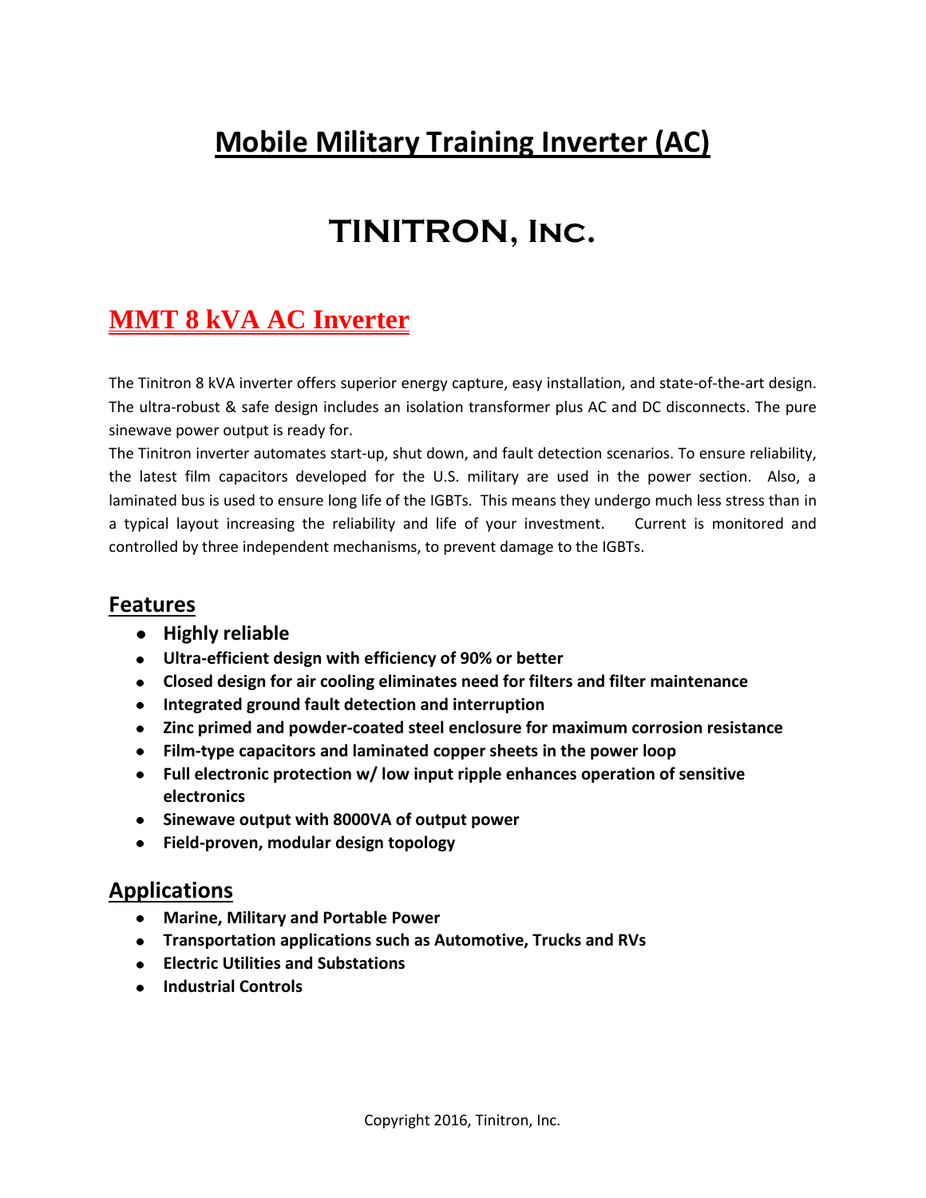# Mobile Military Training Inverter (AC)

# TINITRON, Inc.

## MMT 8 kVA AC Inverter

The Tinitron 8 kVA inverter offers superior energy capture, easy installation, and state-of-the-art design. The ultra-robust & safe design includes an isolation transformer plus AC and DC disconnects. The pure sinewave power output is ready for.

The Tinitron inverter automates start-up, shut down, and fault detection scenarios. To ensure reliability, the latest film capacitors developed for the U.S. military are used in the power section. Also, a laminated bus is used to ensure long life of the IGBTs. This means they undergo much less stress than in a typical layout increasing the reliability and life of your investment. Current is monitored and controlled by three independent mechanisms, to prevent damage to the IGBTs.

### Features

- **Highly reliable**
- **Ultra-efficient design with efficiency of 90% or better**
- **Closed design for air cooling eliminates need for filters and filter maintenance**
- **Integrated ground fault detection and interruption**
- **Zinc primed and powder-coated steel enclosure for maximum corrosion resistance**
- **Film-type capacitors and laminated copper sheets in the power loop**
- **Full electronic protection w/ low input ripple enhances operation of sensitive electronics**
- **Sinewave output with 8000VA of output power**
- **Field-proven, modular design topology**

### Applications

- **Marine, Military and Portable Power**
- **Transportation applications such as Automotive, Trucks and RVs**
- **Electric Utilities and Substations**
- **Industrial Controls**

Copyright 2016, Tinitron, Inc.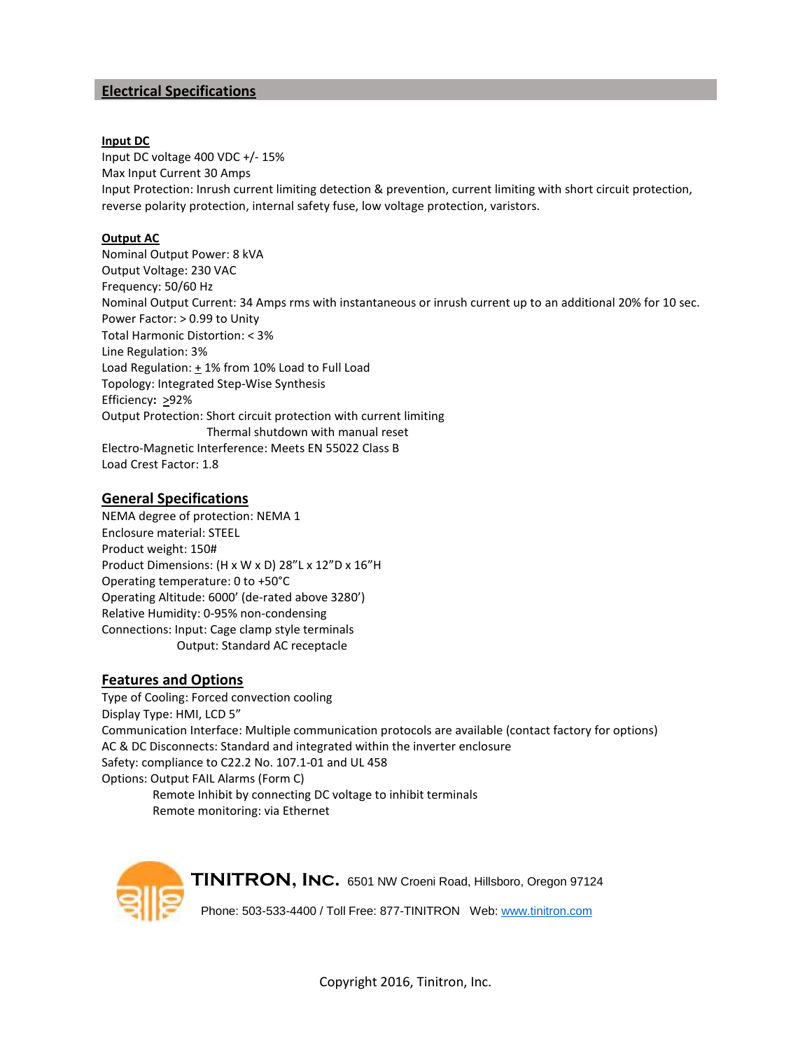## Electrical Specifications

### Input DC

Input DC voltage 400 VDC +/- 15%
Max Input Current 30 Amps
Input Protection: Inrush current limiting detection & prevention, current limiting with short circuit protection, reverse polarity protection, internal safety fuse, low voltage protection, varistors.

### Output AC

Nominal Output Power: 8 kVA
Output Voltage: 230 VAC
Frequency: 50/60 Hz
Nominal Output Current: 34 Amps rms with instantaneous or inrush current up to an additional 20% for 10 sec.
Power Factor: > 0.99 to Unity
Total Harmonic Distortion: < 3%
Line Regulation: 3%
Load Regulation: ± 1% from 10% Load to Full Load
Topology: Integrated Step-Wise Synthesis
Efficiency**:** ≥92%
Output Protection: Short circuit protection with current limiting
Thermal shutdown with manual reset
Electro-Magnetic Interference: Meets EN 55022 Class B
Load Crest Factor: 1.8

## General Specifications

NEMA degree of protection: NEMA 1
Enclosure material: STEEL
Product weight: 150#
Product Dimensions: (H x W x D) 28"L x 12"D x 16"H
Operating temperature: 0 to +50°C
Operating Altitude: 6000' (de-rated above 3280')
Relative Humidity: 0-95% non-condensing
Connections: Input: Cage clamp style terminals
Output: Standard AC receptacle

## Features and Options

Type of Cooling: Forced convection cooling
Display Type: HMI, LCD 5"
Communication Interface: Multiple communication protocols are available (contact factory for options)
AC & DC Disconnects: Standard and integrated within the inverter enclosure
Safety: compliance to C22.2 No. 107.1-01 and UL 458
Options: Output FAIL Alarms (Form C)
Remote Inhibit by connecting DC voltage to inhibit terminals
Remote monitoring: via Ethernet

**TINITRON, INC.** 6501 NW Croeni Road, Hillsboro, Oregon 97124

Phone: 503-533-4400 / Toll Free: 877-TINITRON Web: www.tinitron.com

Copyright 2016, Tinitron, Inc.